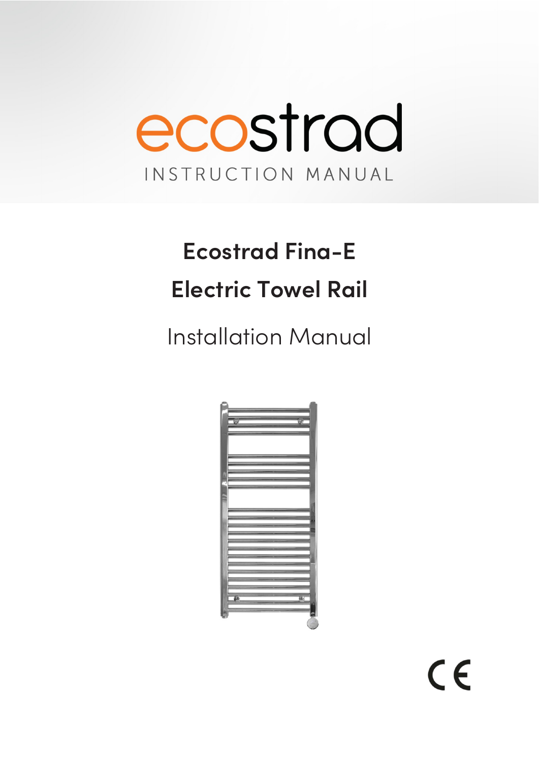ecostrad

INSTRUCTION MANUAL

# Ecostrad Fina-E

# Electric Towel Rail

## Installation Manual

CE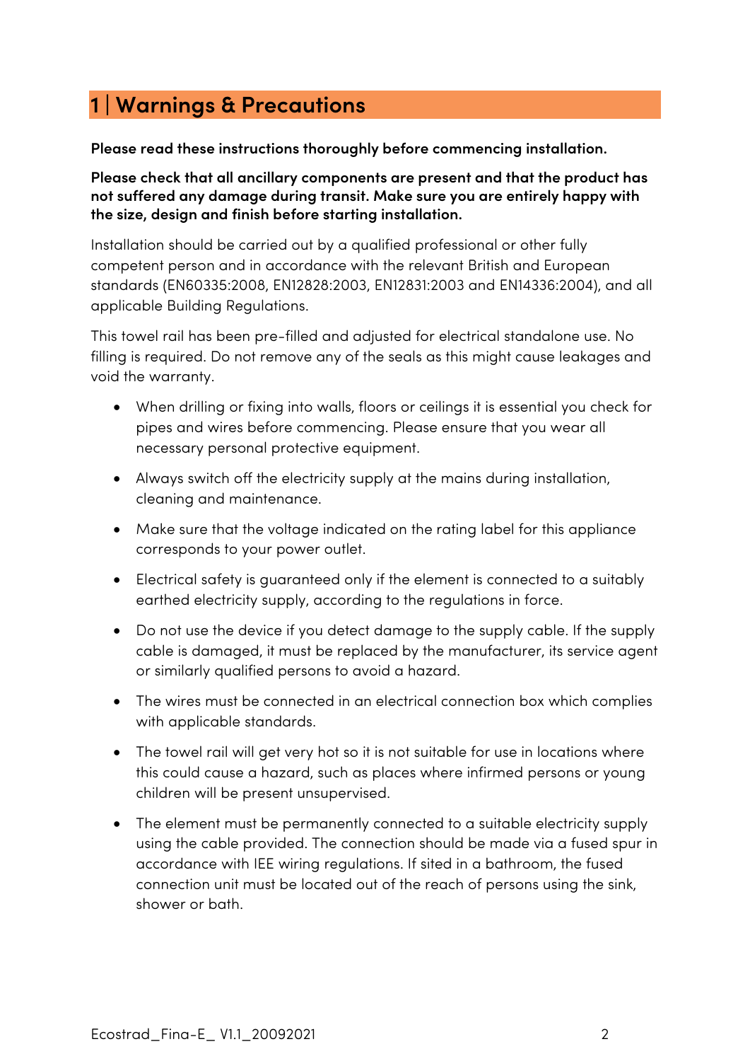# 1 | Warnings & Precautions

**Please read these instructions thoroughly before commencing installation.**

**Please check that all ancillary components are present and that the product has not suffered any damage during transit. Make sure you are entirely happy with the size, design and finish before starting installation.**

Installation should be carried out by a qualified professional or other fully competent person and in accordance with the relevant British and European standards (EN60335:2008, EN12828:2003, EN12831:2003 and EN14336:2004), and all applicable Building Regulations.

This towel rail has been pre-filled and adjusted for electrical standalone use. No filling is required. Do not remove any of the seals as this might cause leakages and void the warranty.

- When drilling or fixing into walls, floors or ceilings it is essential you check for pipes and wires before commencing. Please ensure that you wear all necessary personal protective equipment.
- Always switch off the electricity supply at the mains during installation, cleaning and maintenance.
- Make sure that the voltage indicated on the rating label for this appliance corresponds to your power outlet.
- Electrical safety is guaranteed only if the element is connected to a suitably earthed electricity supply, according to the regulations in force.
- Do not use the device if you detect damage to the supply cable. If the supply cable is damaged, it must be replaced by the manufacturer, its service agent or similarly qualified persons to avoid a hazard.
- The wires must be connected in an electrical connection box which complies with applicable standards.
- The towel rail will get very hot so it is not suitable for use in locations where this could cause a hazard, such as places where infirmed persons or young children will be present unsupervised.
- The element must be permanently connected to a suitable electricity supply using the cable provided. The connection should be made via a fused spur in accordance with IEE wiring regulations. If sited in a bathroom, the fused connection unit must be located out of the reach of persons using the sink, shower or bath.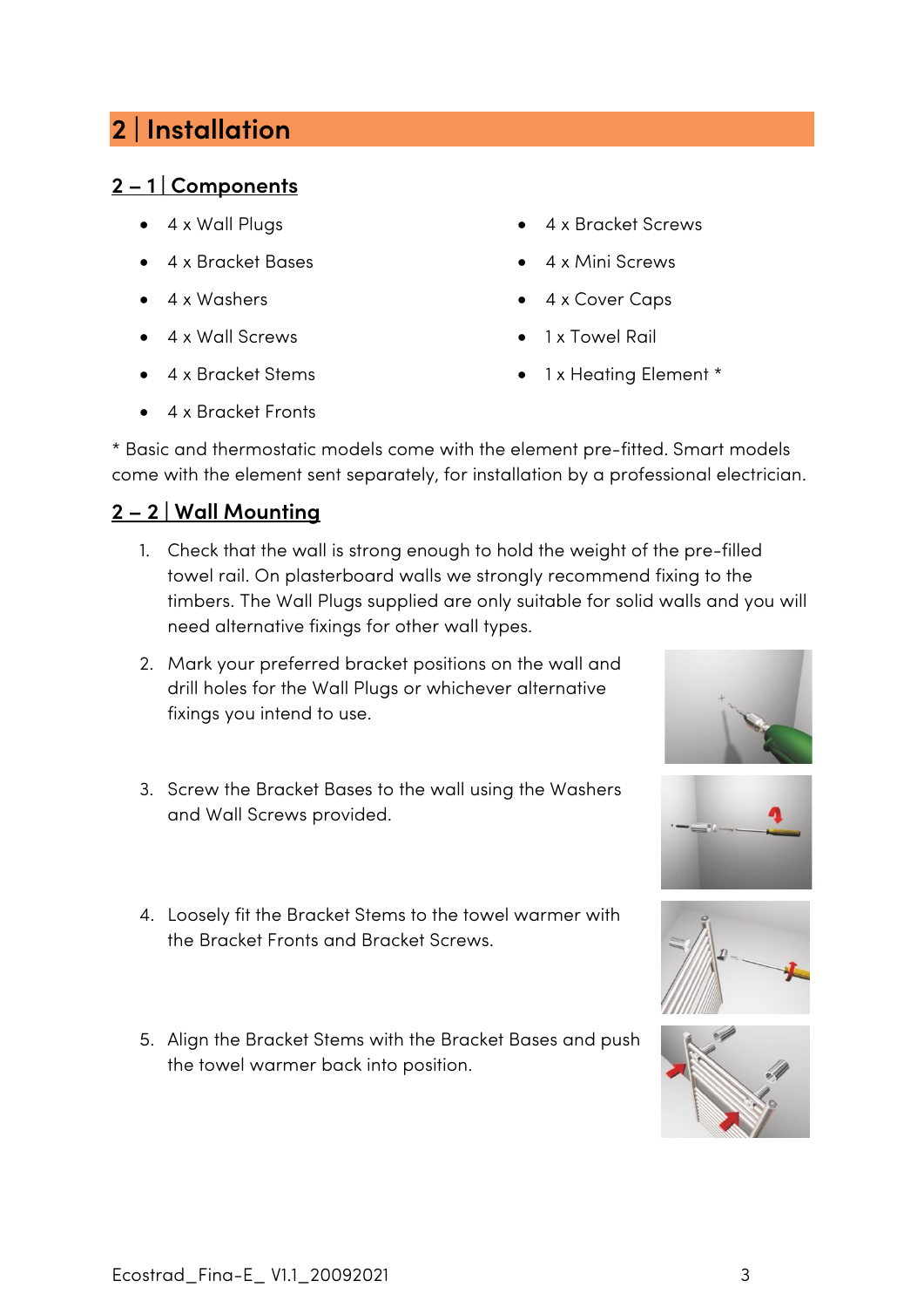## 2 | Installation

### 2 – 1 | Components

- 4 x Wall Plugs
- 4 x Bracket Bases
- 4 x Washers
- 4 x Wall Screws
- 4 x Bracket Stems
- 4 x Bracket Fronts
- 4 x Bracket Screws
- 4 x Mini Screws
- 4 x Cover Caps
- 1 x Towel Rail
- 1 x Heating Element *

* Basic and thermostatic models come with the element pre-fitted. Smart models come with the element sent separately, for installation by a professional electrician.

### 2 – 2 | Wall Mounting

1. Check that the wall is strong enough to hold the weight of the pre-filled towel rail. On plasterboard walls we strongly recommend fixing to the timbers. The Wall Plugs supplied are only suitable for solid walls and you will need alternative fixings for other wall types.
2. Mark your preferred bracket positions on the wall and drill holes for the Wall Plugs or whichever alternative fixings you intend to use.
3. Screw the Bracket Bases to the wall using the Washers and Wall Screws provided.
4. Loosely fit the Bracket Stems to the towel warmer with the Bracket Fronts and Bracket Screws.
5. Align the Bracket Stems with the Bracket Bases and push the towel warmer back into position.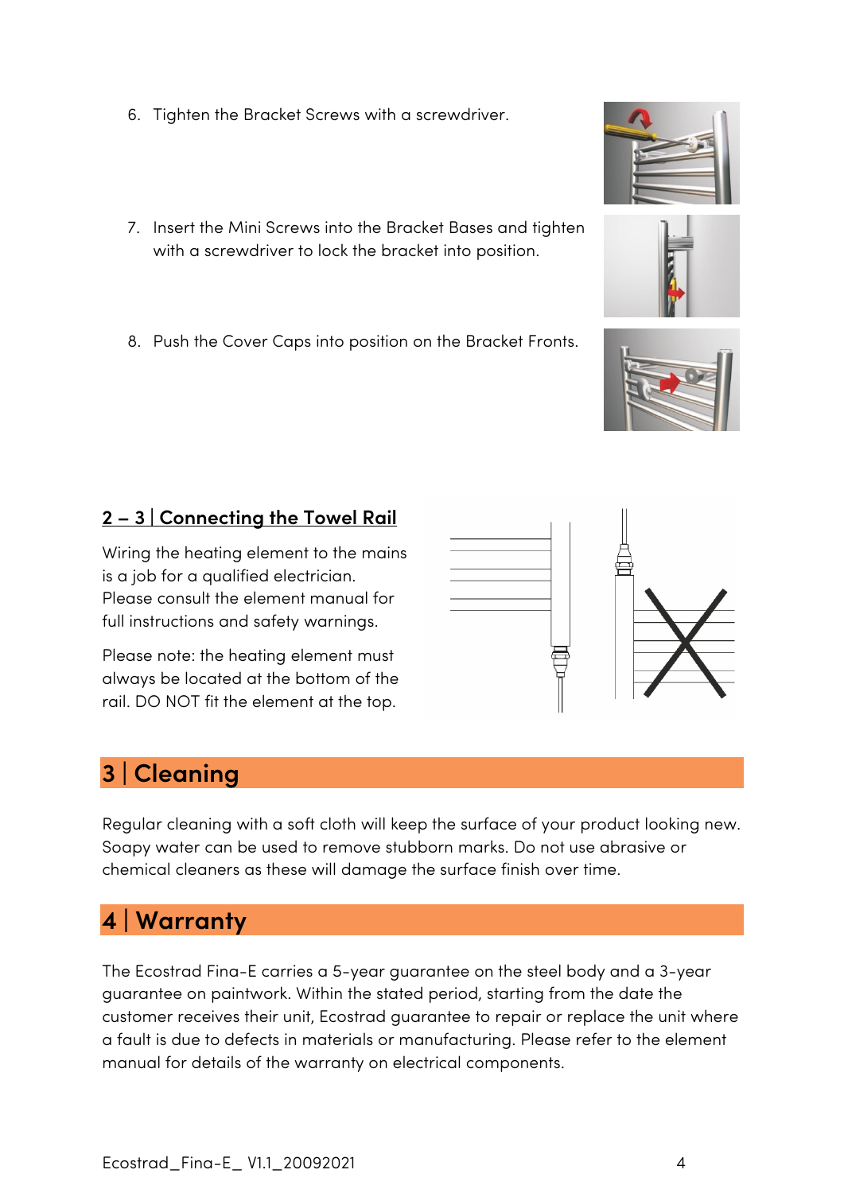6. Tighten the Bracket Screws with a screwdriver.

7. Insert the Mini Screws into the Bracket Bases and tighten with a screwdriver to lock the bracket into position.

8. Push the Cover Caps into position on the Bracket Fronts.

### 2 – 3 | Connecting the Towel Rail

Wiring the heating element to the mains is a job for a qualified electrician. Please consult the element manual for full instructions and safety warnings.

Please note: the heating element must always be located at the bottom of the rail. DO NOT fit the element at the top.

## 3 | Cleaning

Regular cleaning with a soft cloth will keep the surface of your product looking new. Soapy water can be used to remove stubborn marks. Do not use abrasive or chemical cleaners as these will damage the surface finish over time.

## 4 | Warranty

The Ecostrad Fina-E carries a 5-year guarantee on the steel body and a 3-year guarantee on paintwork. Within the stated period, starting from the date the customer receives their unit, Ecostrad guarantee to repair or replace the unit where a fault is due to defects in materials or manufacturing. Please refer to the element manual for details of the warranty on electrical components.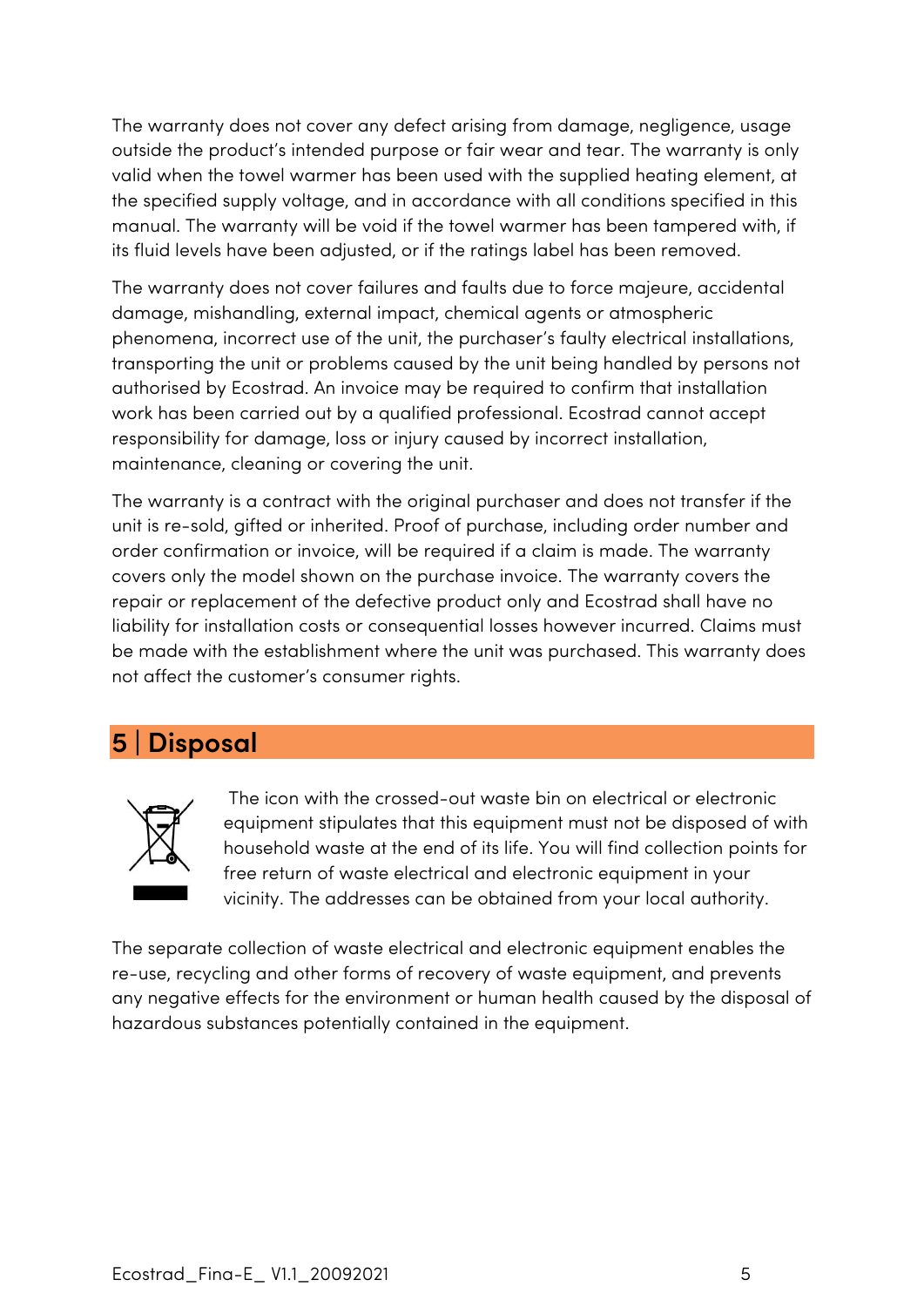The warranty does not cover any defect arising from damage, negligence, usage outside the product's intended purpose or fair wear and tear. The warranty is only valid when the towel warmer has been used with the supplied heating element, at the specified supply voltage, and in accordance with all conditions specified in this manual. The warranty will be void if the towel warmer has been tampered with, if its fluid levels have been adjusted, or if the ratings label has been removed.

The warranty does not cover failures and faults due to force majeure, accidental damage, mishandling, external impact, chemical agents or atmospheric phenomena, incorrect use of the unit, the purchaser's faulty electrical installations, transporting the unit or problems caused by the unit being handled by persons not authorised by Ecostrad. An invoice may be required to confirm that installation work has been carried out by a qualified professional. Ecostrad cannot accept responsibility for damage, loss or injury caused by incorrect installation, maintenance, cleaning or covering the unit.

The warranty is a contract with the original purchaser and does not transfer if the unit is re-sold, gifted or inherited. Proof of purchase, including order number and order confirmation or invoice, will be required if a claim is made. The warranty covers only the model shown on the purchase invoice. The warranty covers the repair or replacement of the defective product only and Ecostrad shall have no liability for installation costs or consequential losses however incurred. Claims must be made with the establishment where the unit was purchased. This warranty does not affect the customer's consumer rights.

## 5 | Disposal

The icon with the crossed-out waste bin on electrical or electronic equipment stipulates that this equipment must not be disposed of with household waste at the end of its life. You will find collection points for free return of waste electrical and electronic equipment in your vicinity. The addresses can be obtained from your local authority.

The separate collection of waste electrical and electronic equipment enables the re-use, recycling and other forms of recovery of waste equipment, and prevents any negative effects for the environment or human health caused by the disposal of hazardous substances potentially contained in the equipment.